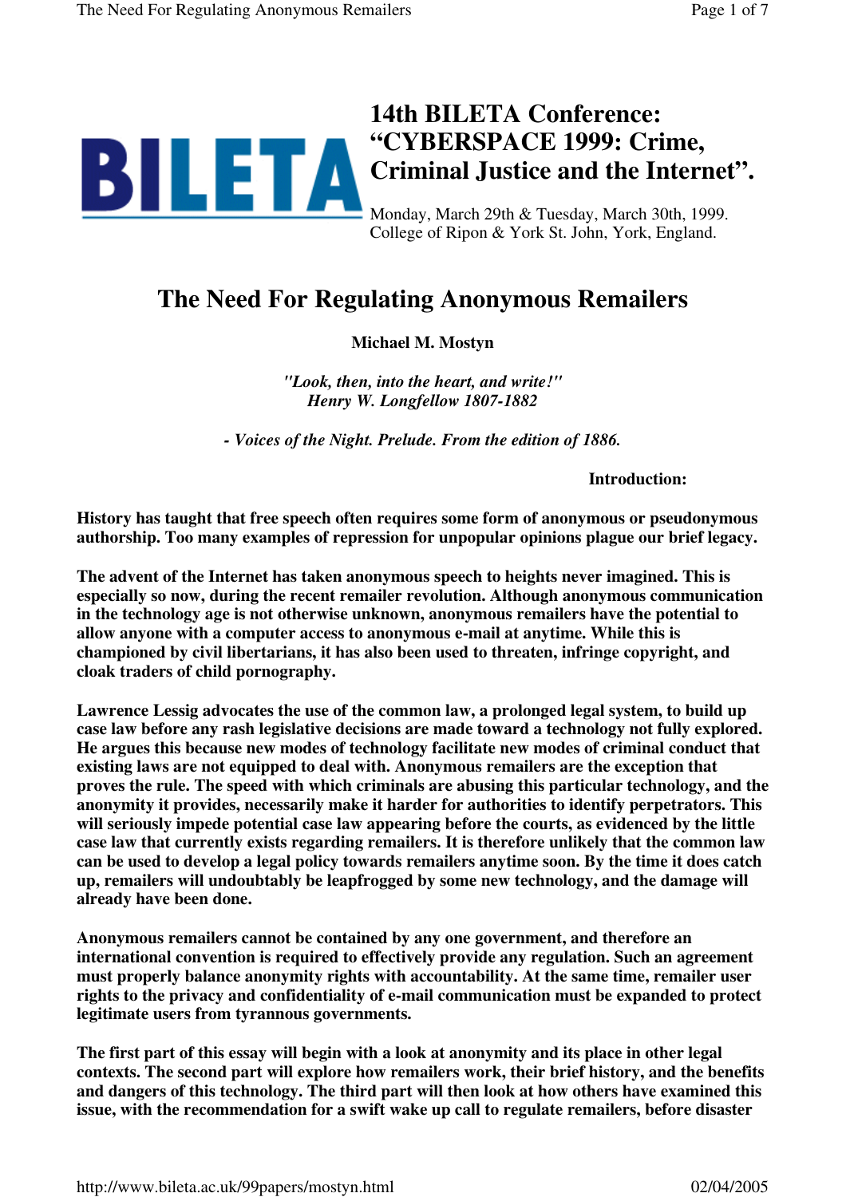# 14th BILETA Conference: "CYBERSPACE 1999: Crime, Criminal Justice and the Internet".

Monday, March 29th & Tuesday, March 30th, 1999.
College of Ripon & York St. John, York, England.

## The Need For Regulating Anonymous Remailers

**Michael M. Mostyn**

*"Look, then, into the heart, and write!"*
*Henry W. Longfellow 1807-1882*

*- Voices of the Night. Prelude. From the edition of 1886.*

### Introduction:

**History has taught that free speech often requires some form of anonymous or pseudonymous authorship. Too many examples of repression for unpopular opinions plague our brief legacy.**

**The advent of the Internet has taken anonymous speech to heights never imagined. This is especially so now, during the recent remailer revolution. Although anonymous communication in the technology age is not otherwise unknown, anonymous remailers have the potential to allow anyone with a computer access to anonymous e-mail at anytime. While this is championed by civil libertarians, it has also been used to threaten, infringe copyright, and cloak traders of child pornography.**

**Lawrence Lessig advocates the use of the common law, a prolonged legal system, to build up case law before any rash legislative decisions are made toward a technology not fully explored. He argues this because new modes of technology facilitate new modes of criminal conduct that existing laws are not equipped to deal with. Anonymous remailers are the exception that proves the rule. The speed with which criminals are abusing this particular technology, and the anonymity it provides, necessarily make it harder for authorities to identify perpetrators. This will seriously impede potential case law appearing before the courts, as evidenced by the little case law that currently exists regarding remailers. It is therefore unlikely that the common law can be used to develop a legal policy towards remailers anytime soon. By the time it does catch up, remailers will undoubtably be leapfrogged by some new technology, and the damage will already have been done.**

**Anonymous remailers cannot be contained by any one government, and therefore an international convention is required to effectively provide any regulation. Such an agreement must properly balance anonymity rights with accountability. At the same time, remailer user rights to the privacy and confidentiality of e-mail communication must be expanded to protect legitimate users from tyrannous governments.**

**The first part of this essay will begin with a look at anonymity and its place in other legal contexts. The second part will explore how remailers work, their brief history, and the benefits and dangers of this technology. The third part will then look at how others have examined this issue, with the recommendation for a swift wake up call to regulate remailers, before disaster**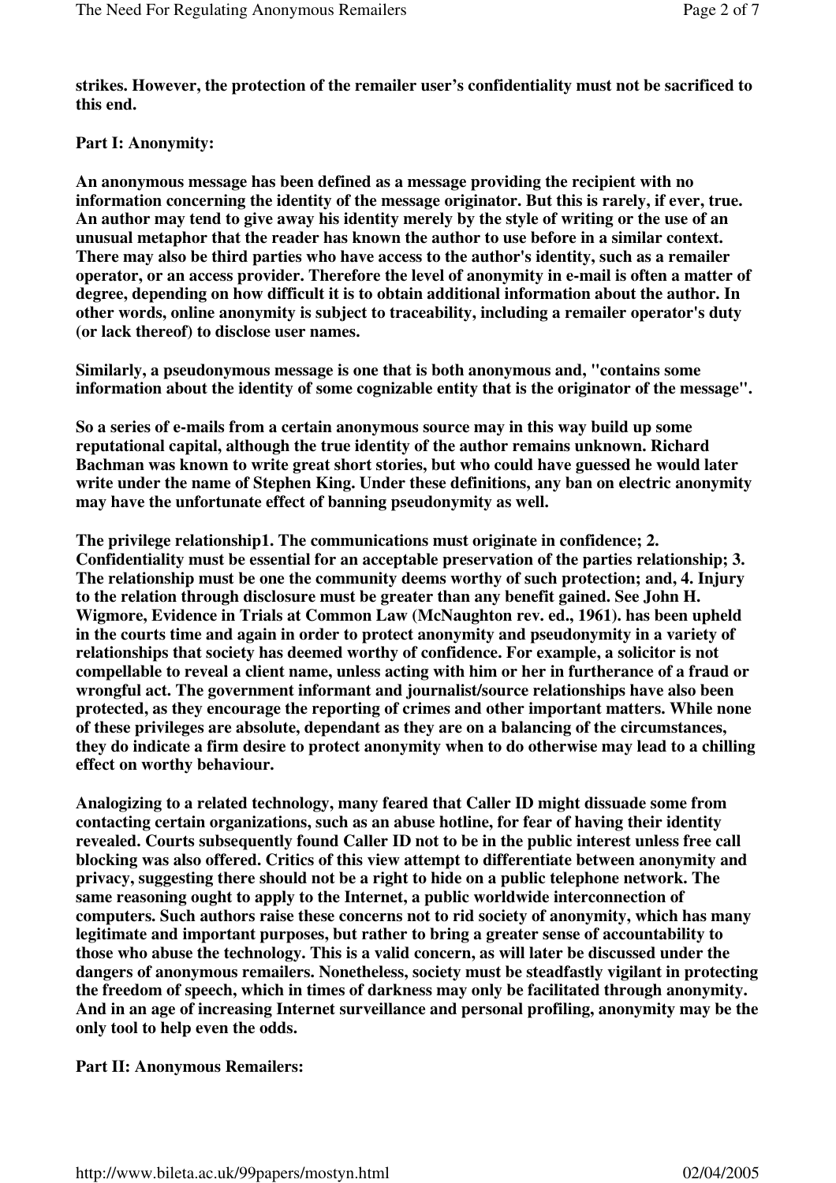**strikes. However, the protection of the remailer user's confidentiality must not be sacrificed to this end.**

**Part I: Anonymity:**

**An anonymous message has been defined as a message providing the recipient with no information concerning the identity of the message originator. But this is rarely, if ever, true. An author may tend to give away his identity merely by the style of writing or the use of an unusual metaphor that the reader has known the author to use before in a similar context. There may also be third parties who have access to the author's identity, such as a remailer operator, or an access provider. Therefore the level of anonymity in e-mail is often a matter of degree, depending on how difficult it is to obtain additional information about the author. In other words, online anonymity is subject to traceability, including a remailer operator's duty (or lack thereof) to disclose user names.**

**Similarly, a pseudonymous message is one that is both anonymous and, "contains some information about the identity of some cognizable entity that is the originator of the message".**

**So a series of e-mails from a certain anonymous source may in this way build up some reputational capital, although the true identity of the author remains unknown. Richard Bachman was known to write great short stories, but who could have guessed he would later write under the name of Stephen King. Under these definitions, any ban on electric anonymity may have the unfortunate effect of banning pseudonymity as well.**

**The privilege relationship1. The communications must originate in confidence; 2. Confidentiality must be essential for an acceptable preservation of the parties relationship; 3. The relationship must be one the community deems worthy of such protection; and, 4. Injury to the relation through disclosure must be greater than any benefit gained. See John H. Wigmore, Evidence in Trials at Common Law (McNaughton rev. ed., 1961). has been upheld in the courts time and again in order to protect anonymity and pseudonymity in a variety of relationships that society has deemed worthy of confidence. For example, a solicitor is not compellable to reveal a client name, unless acting with him or her in furtherance of a fraud or wrongful act. The government informant and journalist/source relationships have also been protected, as they encourage the reporting of crimes and other important matters. While none of these privileges are absolute, dependant as they are on a balancing of the circumstances, they do indicate a firm desire to protect anonymity when to do otherwise may lead to a chilling effect on worthy behaviour.**

**Analogizing to a related technology, many feared that Caller ID might dissuade some from contacting certain organizations, such as an abuse hotline, for fear of having their identity revealed. Courts subsequently found Caller ID not to be in the public interest unless free call blocking was also offered. Critics of this view attempt to differentiate between anonymity and privacy, suggesting there should not be a right to hide on a public telephone network. The same reasoning ought to apply to the Internet, a public worldwide interconnection of computers. Such authors raise these concerns not to rid society of anonymity, which has many legitimate and important purposes, but rather to bring a greater sense of accountability to those who abuse the technology. This is a valid concern, as will later be discussed under the dangers of anonymous remailers. Nonetheless, society must be steadfastly vigilant in protecting the freedom of speech, which in times of darkness may only be facilitated through anonymity. And in an age of increasing Internet surveillance and personal profiling, anonymity may be the only tool to help even the odds.**

**Part II: Anonymous Remailers:**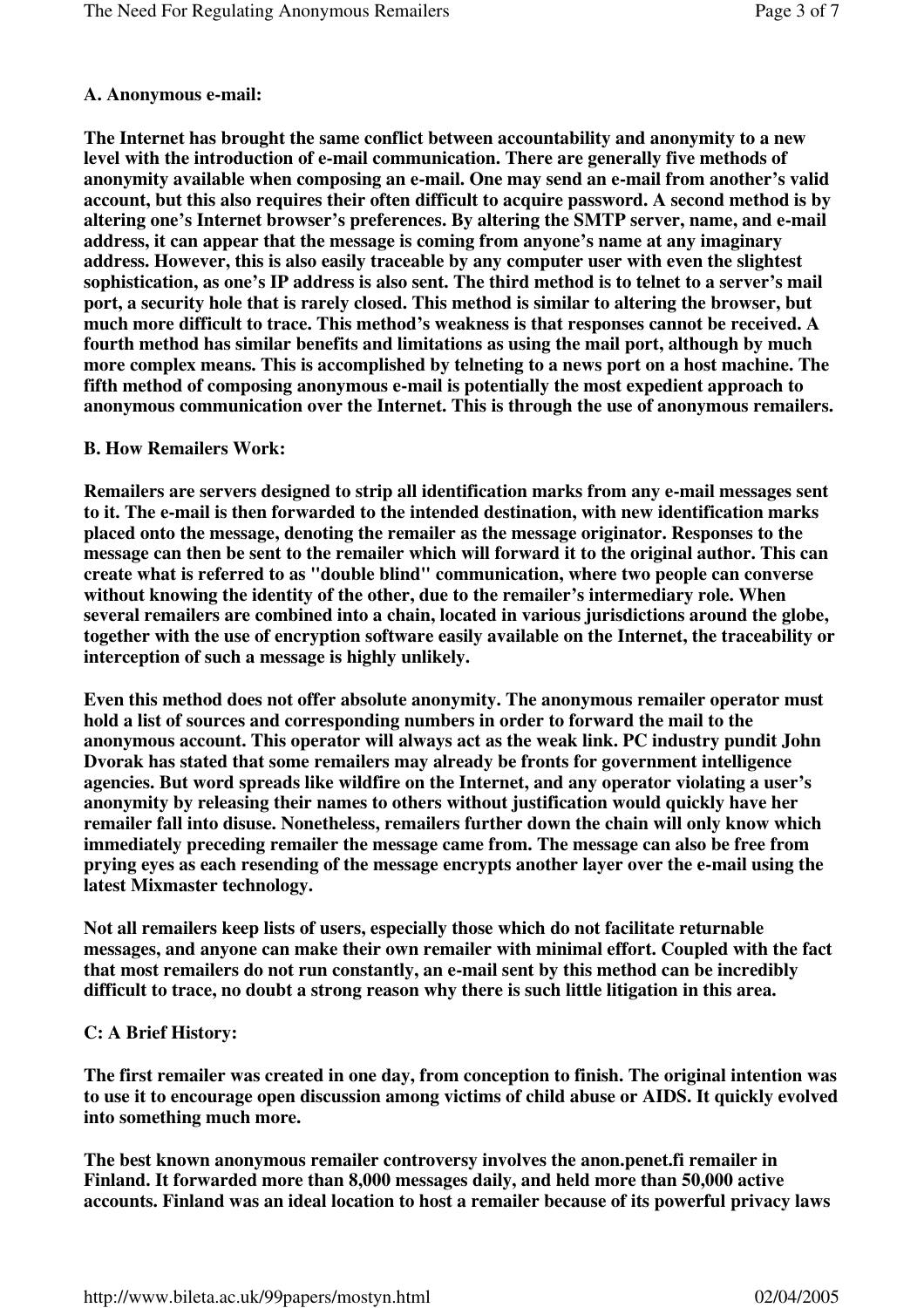**A. Anonymous e-mail:**

**The Internet has brought the same conflict between accountability and anonymity to a new level with the introduction of e-mail communication. There are generally five methods of anonymity available when composing an e-mail. One may send an e-mail from another's valid account, but this also requires their often difficult to acquire password. A second method is by altering one's Internet browser's preferences. By altering the SMTP server, name, and e-mail address, it can appear that the message is coming from anyone's name at any imaginary address. However, this is also easily traceable by any computer user with even the slightest sophistication, as one's IP address is also sent. The third method is to telnet to a server's mail port, a security hole that is rarely closed. This method is similar to altering the browser, but much more difficult to trace. This method's weakness is that responses cannot be received. A fourth method has similar benefits and limitations as using the mail port, although by much more complex means. This is accomplished by telneting to a news port on a host machine. The fifth method of composing anonymous e-mail is potentially the most expedient approach to anonymous communication over the Internet. This is through the use of anonymous remailers.**

**B. How Remailers Work:**

**Remailers are servers designed to strip all identification marks from any e-mail messages sent to it. The e-mail is then forwarded to the intended destination, with new identification marks placed onto the message, denoting the remailer as the message originator. Responses to the message can then be sent to the remailer which will forward it to the original author. This can create what is referred to as "double blind" communication, where two people can converse without knowing the identity of the other, due to the remailer's intermediary role. When several remailers are combined into a chain, located in various jurisdictions around the globe, together with the use of encryption software easily available on the Internet, the traceability or interception of such a message is highly unlikely.**

**Even this method does not offer absolute anonymity. The anonymous remailer operator must hold a list of sources and corresponding numbers in order to forward the mail to the anonymous account. This operator will always act as the weak link. PC industry pundit John Dvorak has stated that some remailers may already be fronts for government intelligence agencies. But word spreads like wildfire on the Internet, and any operator violating a user's anonymity by releasing their names to others without justification would quickly have her remailer fall into disuse. Nonetheless, remailers further down the chain will only know which immediately preceding remailer the message came from. The message can also be free from prying eyes as each resending of the message encrypts another layer over the e-mail using the latest Mixmaster technology.**

**Not all remailers keep lists of users, especially those which do not facilitate returnable messages, and anyone can make their own remailer with minimal effort. Coupled with the fact that most remailers do not run constantly, an e-mail sent by this method can be incredibly difficult to trace, no doubt a strong reason why there is such little litigation in this area.**

**C: A Brief History:**

**The first remailer was created in one day, from conception to finish. The original intention was to use it to encourage open discussion among victims of child abuse or AIDS. It quickly evolved into something much more.**

**The best known anonymous remailer controversy involves the anon.penet.fi remailer in Finland. It forwarded more than 8,000 messages daily, and held more than 50,000 active accounts. Finland was an ideal location to host a remailer because of its powerful privacy laws**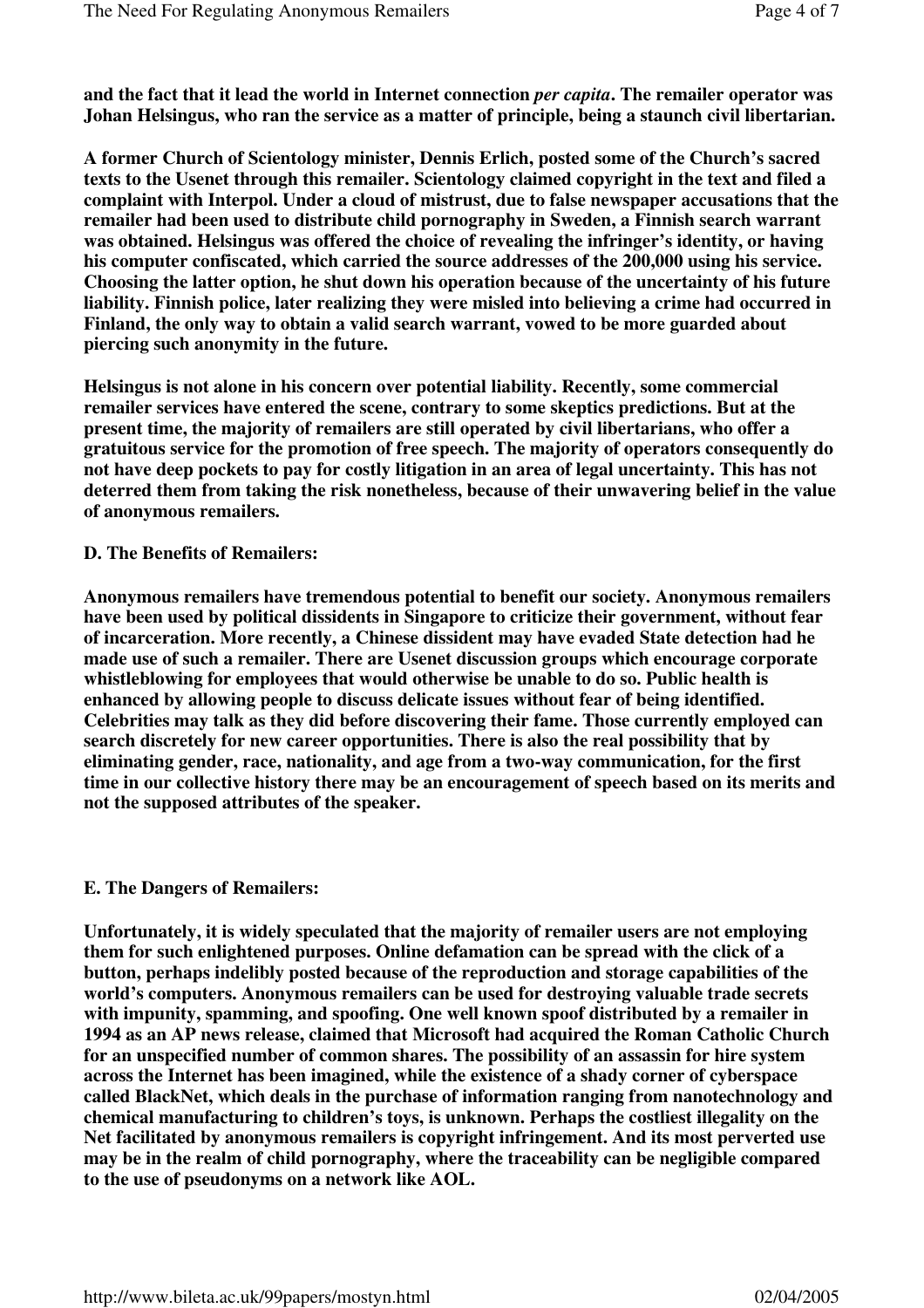**and the fact that it lead the world in Internet connection *per capita*. The remailer operator was Johan Helsingus, who ran the service as a matter of principle, being a staunch civil libertarian.**

**A former Church of Scientology minister, Dennis Erlich, posted some of the Church's sacred texts to the Usenet through this remailer. Scientology claimed copyright in the text and filed a complaint with Interpol. Under a cloud of mistrust, due to false newspaper accusations that the remailer had been used to distribute child pornography in Sweden, a Finnish search warrant was obtained. Helsingus was offered the choice of revealing the infringer's identity, or having his computer confiscated, which carried the source addresses of the 200,000 using his service. Choosing the latter option, he shut down his operation because of the uncertainty of his future liability. Finnish police, later realizing they were misled into believing a crime had occurred in Finland, the only way to obtain a valid search warrant, vowed to be more guarded about piercing such anonymity in the future.**

**Helsingus is not alone in his concern over potential liability. Recently, some commercial remailer services have entered the scene, contrary to some skeptics predictions. But at the present time, the majority of remailers are still operated by civil libertarians, who offer a gratuitous service for the promotion of free speech. The majority of operators consequently do not have deep pockets to pay for costly litigation in an area of legal uncertainty. This has not deterred them from taking the risk nonetheless, because of their unwavering belief in the value of anonymous remailers.**

**D. The Benefits of Remailers:**

**Anonymous remailers have tremendous potential to benefit our society. Anonymous remailers have been used by political dissidents in Singapore to criticize their government, without fear of incarceration. More recently, a Chinese dissident may have evaded State detection had he made use of such a remailer. There are Usenet discussion groups which encourage corporate whistleblowing for employees that would otherwise be unable to do so. Public health is enhanced by allowing people to discuss delicate issues without fear of being identified. Celebrities may talk as they did before discovering their fame. Those currently employed can search discretely for new career opportunities. There is also the real possibility that by eliminating gender, race, nationality, and age from a two-way communication, for the first time in our collective history there may be an encouragement of speech based on its merits and not the supposed attributes of the speaker.**

**E. The Dangers of Remailers:**

**Unfortunately, it is widely speculated that the majority of remailer users are not employing them for such enlightened purposes. Online defamation can be spread with the click of a button, perhaps indelibly posted because of the reproduction and storage capabilities of the world's computers. Anonymous remailers can be used for destroying valuable trade secrets with impunity, spamming, and spoofing. One well known spoof distributed by a remailer in 1994 as an AP news release, claimed that Microsoft had acquired the Roman Catholic Church for an unspecified number of common shares. The possibility of an assassin for hire system across the Internet has been imagined, while the existence of a shady corner of cyberspace called BlackNet, which deals in the purchase of information ranging from nanotechnology and chemical manufacturing to children's toys, is unknown. Perhaps the costliest illegality on the Net facilitated by anonymous remailers is copyright infringement. And its most perverted use may be in the realm of child pornography, where the traceability can be negligible compared to the use of pseudonyms on a network like AOL.**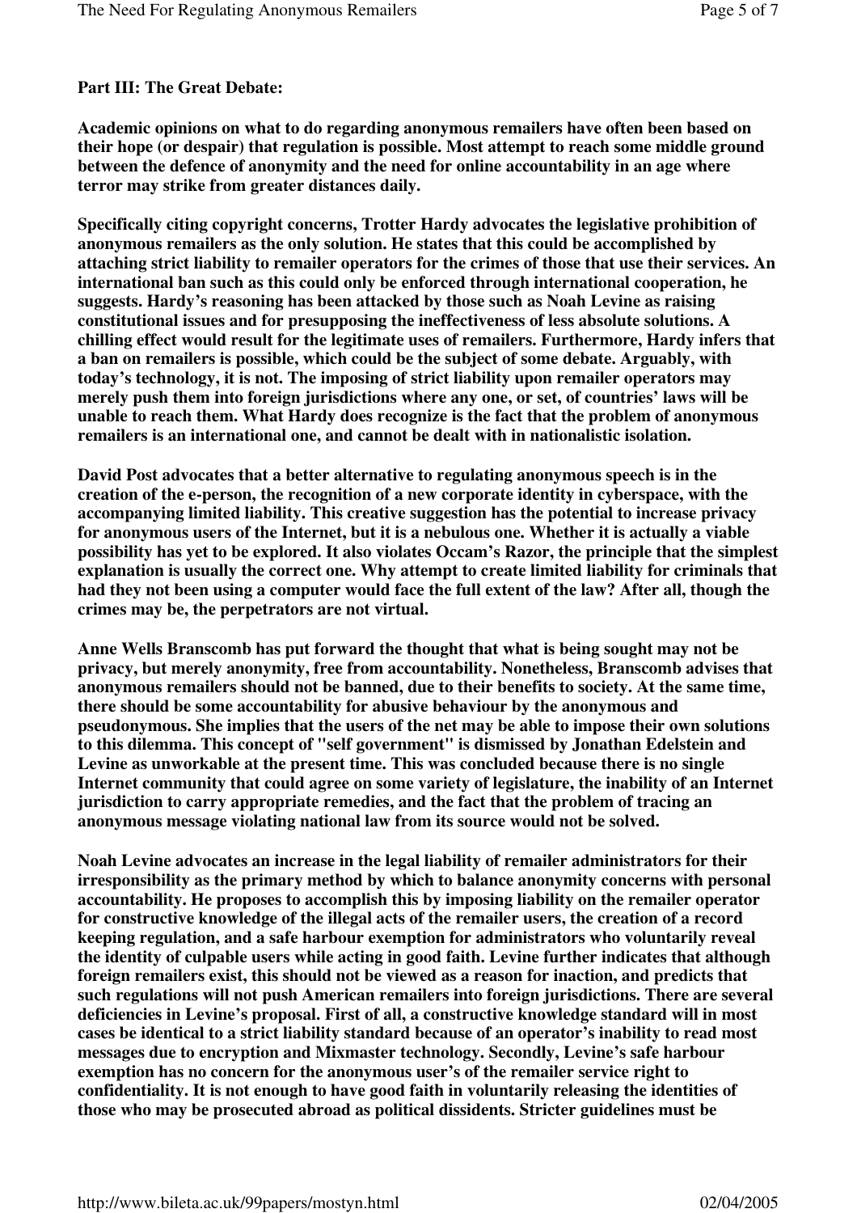**Part III: The Great Debate:**

**Academic opinions on what to do regarding anonymous remailers have often been based on their hope (or despair) that regulation is possible. Most attempt to reach some middle ground between the defence of anonymity and the need for online accountability in an age where terror may strike from greater distances daily.**

**Specifically citing copyright concerns, Trotter Hardy advocates the legislative prohibition of anonymous remailers as the only solution. He states that this could be accomplished by attaching strict liability to remailer operators for the crimes of those that use their services. An international ban such as this could only be enforced through international cooperation, he suggests. Hardy's reasoning has been attacked by those such as Noah Levine as raising constitutional issues and for presupposing the ineffectiveness of less absolute solutions. A chilling effect would result for the legitimate uses of remailers. Furthermore, Hardy infers that a ban on remailers is possible, which could be the subject of some debate. Arguably, with today's technology, it is not. The imposing of strict liability upon remailer operators may merely push them into foreign jurisdictions where any one, or set, of countries' laws will be unable to reach them. What Hardy does recognize is the fact that the problem of anonymous remailers is an international one, and cannot be dealt with in nationalistic isolation.**

**David Post advocates that a better alternative to regulating anonymous speech is in the creation of the e-person, the recognition of a new corporate identity in cyberspace, with the accompanying limited liability. This creative suggestion has the potential to increase privacy for anonymous users of the Internet, but it is a nebulous one. Whether it is actually a viable possibility has yet to be explored. It also violates Occam's Razor, the principle that the simplest explanation is usually the correct one. Why attempt to create limited liability for criminals that had they not been using a computer would face the full extent of the law? After all, though the crimes may be, the perpetrators are not virtual.**

**Anne Wells Branscomb has put forward the thought that what is being sought may not be privacy, but merely anonymity, free from accountability. Nonetheless, Branscomb advises that anonymous remailers should not be banned, due to their benefits to society. At the same time, there should be some accountability for abusive behaviour by the anonymous and pseudonymous. She implies that the users of the net may be able to impose their own solutions to this dilemma. This concept of "self government" is dismissed by Jonathan Edelstein and Levine as unworkable at the present time. This was concluded because there is no single Internet community that could agree on some variety of legislature, the inability of an Internet jurisdiction to carry appropriate remedies, and the fact that the problem of tracing an anonymous message violating national law from its source would not be solved.**

**Noah Levine advocates an increase in the legal liability of remailer administrators for their irresponsibility as the primary method by which to balance anonymity concerns with personal accountability. He proposes to accomplish this by imposing liability on the remailer operator for constructive knowledge of the illegal acts of the remailer users, the creation of a record keeping regulation, and a safe harbour exemption for administrators who voluntarily reveal the identity of culpable users while acting in good faith. Levine further indicates that although foreign remailers exist, this should not be viewed as a reason for inaction, and predicts that such regulations will not push American remailers into foreign jurisdictions. There are several deficiencies in Levine's proposal. First of all, a constructive knowledge standard will in most cases be identical to a strict liability standard because of an operator's inability to read most messages due to encryption and Mixmaster technology. Secondly, Levine's safe harbour exemption has no concern for the anonymous user's of the remailer service right to confidentiality. It is not enough to have good faith in voluntarily releasing the identities of those who may be prosecuted abroad as political dissidents. Stricter guidelines must be**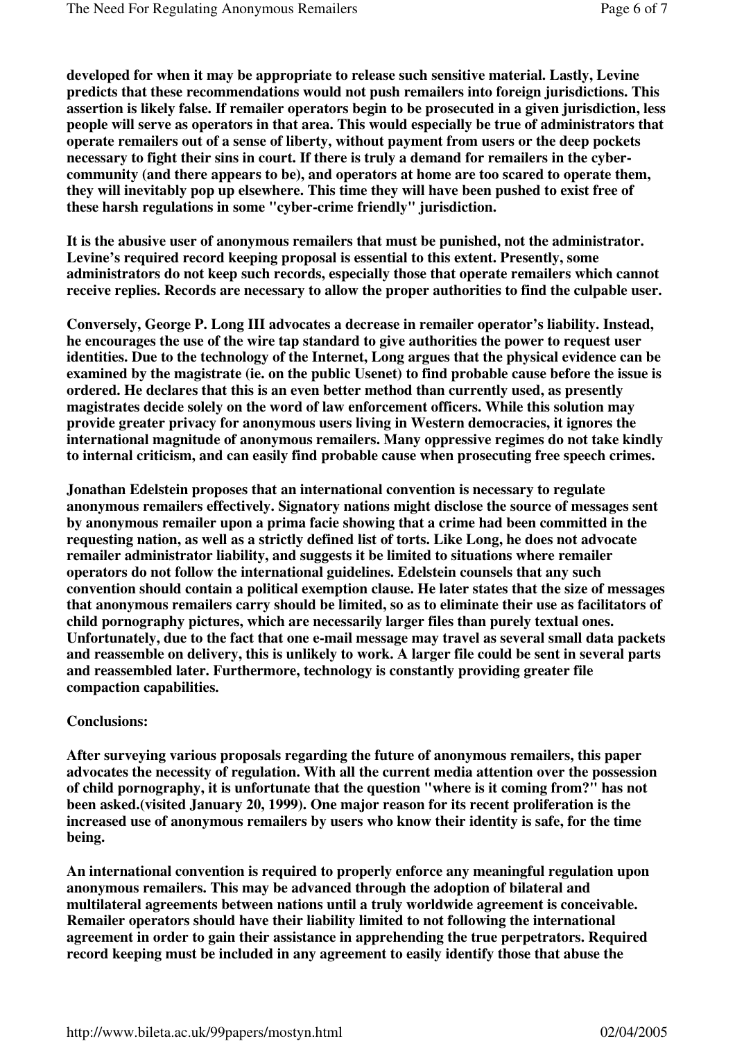**developed for when it may be appropriate to release such sensitive material. Lastly, Levine predicts that these recommendations would not push remailers into foreign jurisdictions. This assertion is likely false. If remailer operators begin to be prosecuted in a given jurisdiction, less people will serve as operators in that area. This would especially be true of administrators that operate remailers out of a sense of liberty, without payment from users or the deep pockets necessary to fight their sins in court. If there is truly a demand for remailers in the cyber-community (and there appears to be), and operators at home are too scared to operate them, they will inevitably pop up elsewhere. This time they will have been pushed to exist free of these harsh regulations in some "cyber-crime friendly" jurisdiction.**

**It is the abusive user of anonymous remailers that must be punished, not the administrator. Levine's required record keeping proposal is essential to this extent. Presently, some administrators do not keep such records, especially those that operate remailers which cannot receive replies. Records are necessary to allow the proper authorities to find the culpable user.**

**Conversely, George P. Long III advocates a decrease in remailer operator's liability. Instead, he encourages the use of the wire tap standard to give authorities the power to request user identities. Due to the technology of the Internet, Long argues that the physical evidence can be examined by the magistrate (ie. on the public Usenet) to find probable cause before the issue is ordered. He declares that this is an even better method than currently used, as presently magistrates decide solely on the word of law enforcement officers. While this solution may provide greater privacy for anonymous users living in Western democracies, it ignores the international magnitude of anonymous remailers. Many oppressive regimes do not take kindly to internal criticism, and can easily find probable cause when prosecuting free speech crimes.**

**Jonathan Edelstein proposes that an international convention is necessary to regulate anonymous remailers effectively. Signatory nations might disclose the source of messages sent by anonymous remailer upon a prima facie showing that a crime had been committed in the requesting nation, as well as a strictly defined list of torts. Like Long, he does not advocate remailer administrator liability, and suggests it be limited to situations where remailer operators do not follow the international guidelines. Edelstein counsels that any such convention should contain a political exemption clause. He later states that the size of messages that anonymous remailers carry should be limited, so as to eliminate their use as facilitators of child pornography pictures, which are necessarily larger files than purely textual ones. Unfortunately, due to the fact that one e-mail message may travel as several small data packets and reassemble on delivery, this is unlikely to work. A larger file could be sent in several parts and reassembled later. Furthermore, technology is constantly providing greater file compaction capabilities.**

**Conclusions:**

**After surveying various proposals regarding the future of anonymous remailers, this paper advocates the necessity of regulation. With all the current media attention over the possession of child pornography, it is unfortunate that the question "where is it coming from?" has not been asked.(visited January 20, 1999). One major reason for its recent proliferation is the increased use of anonymous remailers by users who know their identity is safe, for the time being.**

**An international convention is required to properly enforce any meaningful regulation upon anonymous remailers. This may be advanced through the adoption of bilateral and multilateral agreements between nations until a truly worldwide agreement is conceivable. Remailer operators should have their liability limited to not following the international agreement in order to gain their assistance in apprehending the true perpetrators. Required record keeping must be included in any agreement to easily identify those that abuse the**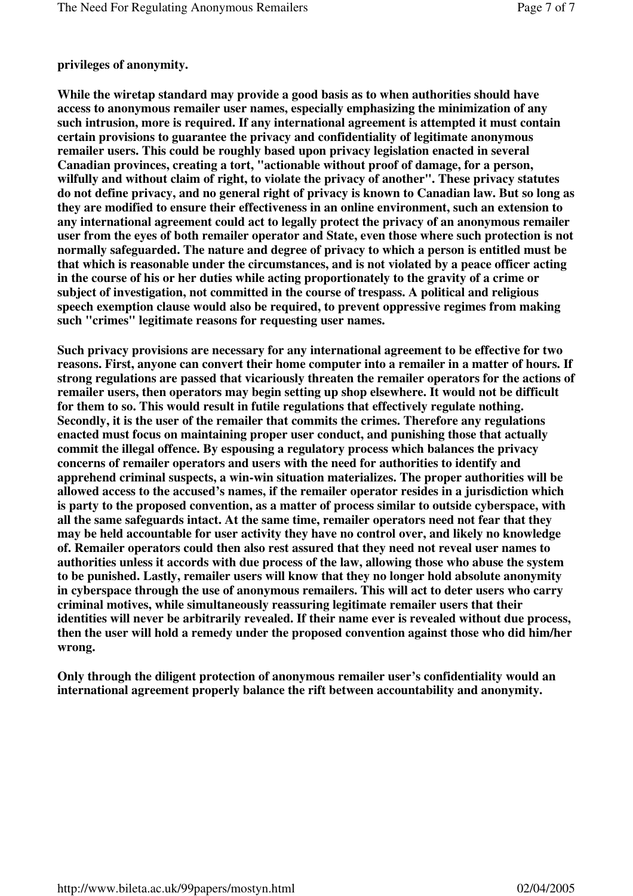**privileges of anonymity.**

**While the wiretap standard may provide a good basis as to when authorities should have access to anonymous remailer user names, especially emphasizing the minimization of any such intrusion, more is required. If any international agreement is attempted it must contain certain provisions to guarantee the privacy and confidentiality of legitimate anonymous remailer users. This could be roughly based upon privacy legislation enacted in several Canadian provinces, creating a tort, "actionable without proof of damage, for a person, wilfully and without claim of right, to violate the privacy of another". These privacy statutes do not define privacy, and no general right of privacy is known to Canadian law. But so long as they are modified to ensure their effectiveness in an online environment, such an extension to any international agreement could act to legally protect the privacy of an anonymous remailer user from the eyes of both remailer operator and State, even those where such protection is not normally safeguarded. The nature and degree of privacy to which a person is entitled must be that which is reasonable under the circumstances, and is not violated by a peace officer acting in the course of his or her duties while acting proportionately to the gravity of a crime or subject of investigation, not committed in the course of trespass. A political and religious speech exemption clause would also be required, to prevent oppressive regimes from making such "crimes" legitimate reasons for requesting user names.**

**Such privacy provisions are necessary for any international agreement to be effective for two reasons. First, anyone can convert their home computer into a remailer in a matter of hours. If strong regulations are passed that vicariously threaten the remailer operators for the actions of remailer users, then operators may begin setting up shop elsewhere. It would not be difficult for them to so. This would result in futile regulations that effectively regulate nothing. Secondly, it is the user of the remailer that commits the crimes. Therefore any regulations enacted must focus on maintaining proper user conduct, and punishing those that actually commit the illegal offence. By espousing a regulatory process which balances the privacy concerns of remailer operators and users with the need for authorities to identify and apprehend criminal suspects, a win-win situation materializes. The proper authorities will be allowed access to the accused's names, if the remailer operator resides in a jurisdiction which is party to the proposed convention, as a matter of process similar to outside cyberspace, with all the same safeguards intact. At the same time, remailer operators need not fear that they may be held accountable for user activity they have no control over, and likely no knowledge of. Remailer operators could then also rest assured that they need not reveal user names to authorities unless it accords with due process of the law, allowing those who abuse the system to be punished. Lastly, remailer users will know that they no longer hold absolute anonymity in cyberspace through the use of anonymous remailers. This will act to deter users who carry criminal motives, while simultaneously reassuring legitimate remailer users that their identities will never be arbitrarily revealed. If their name ever is revealed without due process, then the user will hold a remedy under the proposed convention against those who did him/her wrong.**

**Only through the diligent protection of anonymous remailer user's confidentiality would an international agreement properly balance the rift between accountability and anonymity.**